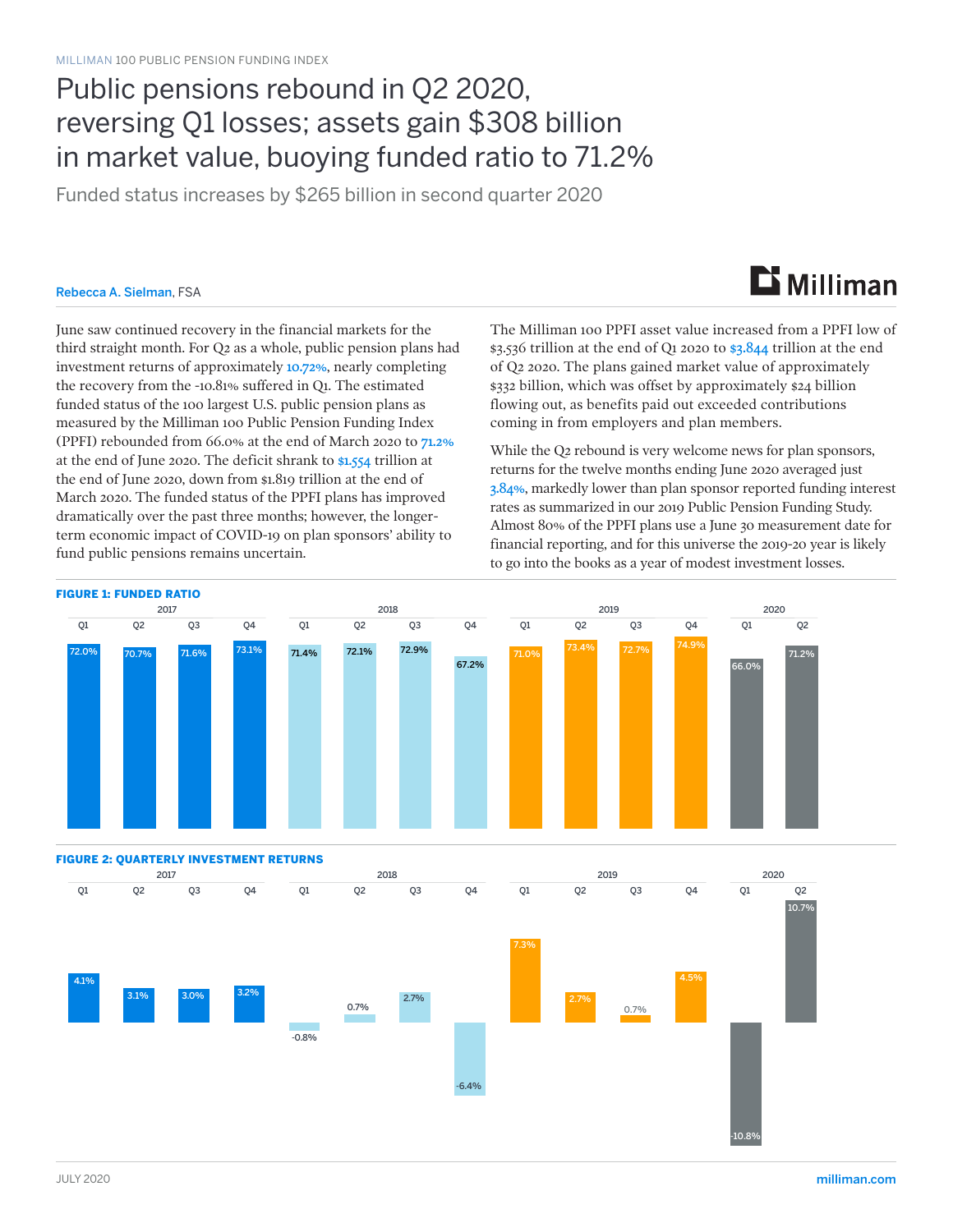MILLIMAN 100 PUBLIC PENSION FUNDING INDEX

# Public pensions rebound in Q2 2020, reversing Q1 losses; assets gain $308 billion in market value, buoying funded ratio to 71.2%

## Funded status increases by $265 billion in second quarter 2020

Rebecca A. Sielman, FSA

June saw continued recovery in the financial markets for the third straight month. For Q2 as a whole, public pension plans had investment returns of approximately 10.72%, nearly completing the recovery from the -10.81% suffered in Q1. The estimated funded status of the 100 largest U.S. public pension plans as measured by the Milliman 100 Public Pension Funding Index (PPFI) rebounded from 66.0% at the end of March 2020 to 71.2% at the end of June 2020. The deficit shrank to $1.554 trillion at the end of June 2020, down from $1.819 trillion at the end of March 2020. The funded status of the PPFI plans has improved dramatically over the past three months; however, the longer-term economic impact of COVID-19 on plan sponsors' ability to fund public pensions remains uncertain.

The Milliman 100 PPFI asset value increased from a PPFI low of $3.536 trillion at the end of Q1 2020 to $3.844 trillion at the end of Q2 2020. The plans gained market value of approximately $332 billion, which was offset by approximately $24 billion flowing out, as benefits paid out exceeded contributions coming in from employers and plan members.

While the Q2 rebound is very welcome news for plan sponsors, returns for the twelve months ending June 2020 averaged just 3.84%, markedly lower than plan sponsor reported funding interest rates as summarized in our 2019 Public Pension Funding Study. Almost 80% of the PPFI plans use a June 30 measurement date for financial reporting, and for this universe the 2019-20 year is likely to go into the books as a year of modest investment losses.

**FIGURE 1: FUNDED RATIO**

| Year | Q1 | Q2 | Q3 | Q4 |
|---|---|---|---|---|
| 2017 | 72.0% | 70.7% | 71.6% | 73.1% |
| 2018 | 71.4% | 72.1% | 72.9% | 67.2% |
| 2019 | 71.0% | 73.4% | 72.7% | 74.9% |
| 2020 | 66.0% | 71.2% | | |

**FIGURE 2: QUARTERLY INVESTMENT RETURNS**

| Year | Q1 | Q2 | Q3 | Q4 |
|---|---|---|---|---|
| 2017 | 4.1% | 3.1% | 3.0% | 3.2% |
| 2018 | -0.8% | 0.7% | 2.7% | -6.4% |
| 2019 | 7.3% | 2.7% | 0.7% | 4.5% |
| 2020 | -10.8% | 10.7% | | |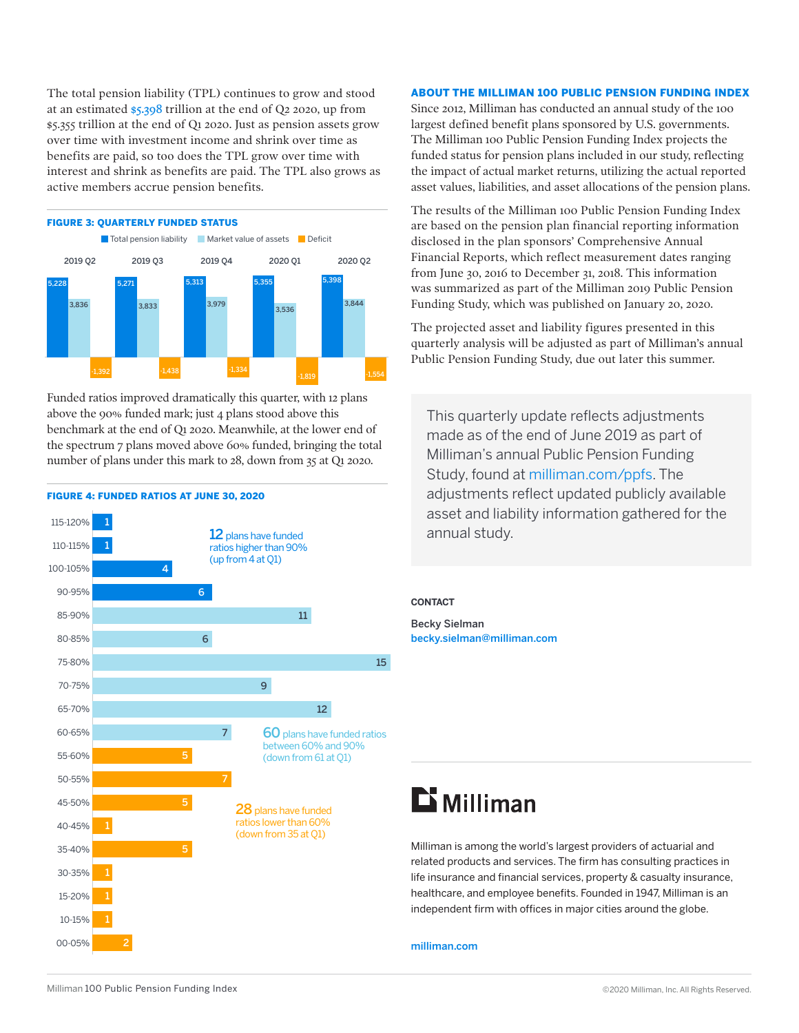The total pension liability (TPL) continues to grow and stood at an estimated $5.398 trillion at the end of Q2 2020, up from $5.355 trillion at the end of Q1 2020. Just as pension assets grow over time with investment income and shrink over time as benefits are paid, so too does the TPL grow over time with interest and shrink as benefits are paid. The TPL also grows as active members accrue pension benefits.

**FIGURE 3: QUARTERLY FUNDED STATUS**

Total pension liability
Market value of assets
Deficit

2019 Q2
5,228
3,836
-1,392

2019 Q3
5,271
3,833
-1,438

2019 Q4
5,313
3,979
-1,334

2020 Q1
5,355
3,536
-1,819

2020 Q2
5,398
3,844
-1,554

Funded ratios improved dramatically this quarter, with 12 plans above the 90% funded mark; just 4 plans stood above this benchmark at the end of Q1 2020. Meanwhile, at the lower end of the spectrum 7 plans moved above 60% funded, bringing the total number of plans under this mark to 28, down from 35 at Q1 2020.

**FIGURE 4: FUNDED RATIOS AT JUNE 30, 2020**

115-120%
1
110-115%
1
100-105%
4
90-95%
6
85-90%
11
80-85%
6
75-80%
15
70-75%
9
65-70%
12
60-65%
7
55-60%
5
50-55%
7
45-50%
5
40-45%
1
35-40%
5
30-35%
1
15-20%
1
10-15%
1
00-05%
2

12 plans have funded ratios higher than 90% (up from 4 at Q1)

60 plans have funded ratios between 60% and 90% (down from 61 at Q1)

28 plans have funded ratios lower than 60% (down from 35 at Q1)

## ABOUT THE MILLIMAN 100 PUBLIC PENSION FUNDING INDEX

Since 2012, Milliman has conducted an annual study of the 100 largest defined benefit plans sponsored by U.S. governments. The Milliman 100 Public Pension Funding Index projects the funded status for pension plans included in our study, reflecting the impact of actual market returns, utilizing the actual reported asset values, liabilities, and asset allocations of the pension plans.

The results of the Milliman 100 Public Pension Funding Index are based on the pension plan financial reporting information disclosed in the plan sponsors' Comprehensive Annual Financial Reports, which reflect measurement dates ranging from June 30, 2016 to December 31, 2018. This information was summarized as part of the Milliman 2019 Public Pension Funding Study, which was published on January 20, 2020.

The projected asset and liability figures presented in this quarterly analysis will be adjusted as part of Milliman's annual Public Pension Funding Study, due out later this summer.

This quarterly update reflects adjustments made as of the end of June 2019 as part of Milliman's annual Public Pension Funding Study, found at milliman.com/ppfs. The adjustments reflect updated publicly available asset and liability information gathered for the annual study.

**CONTACT**

**Becky Sielman**
**becky.sielman@milliman.com**

Milliman

Milliman is among the world's largest providers of actuarial and related products and services. The firm has consulting practices in life insurance and financial services, property & casualty insurance, healthcare, and employee benefits. Founded in 1947, Milliman is an independent firm with offices in major cities around the globe.

**milliman.com**

©2020 Milliman, Inc. All Rights Reserved.